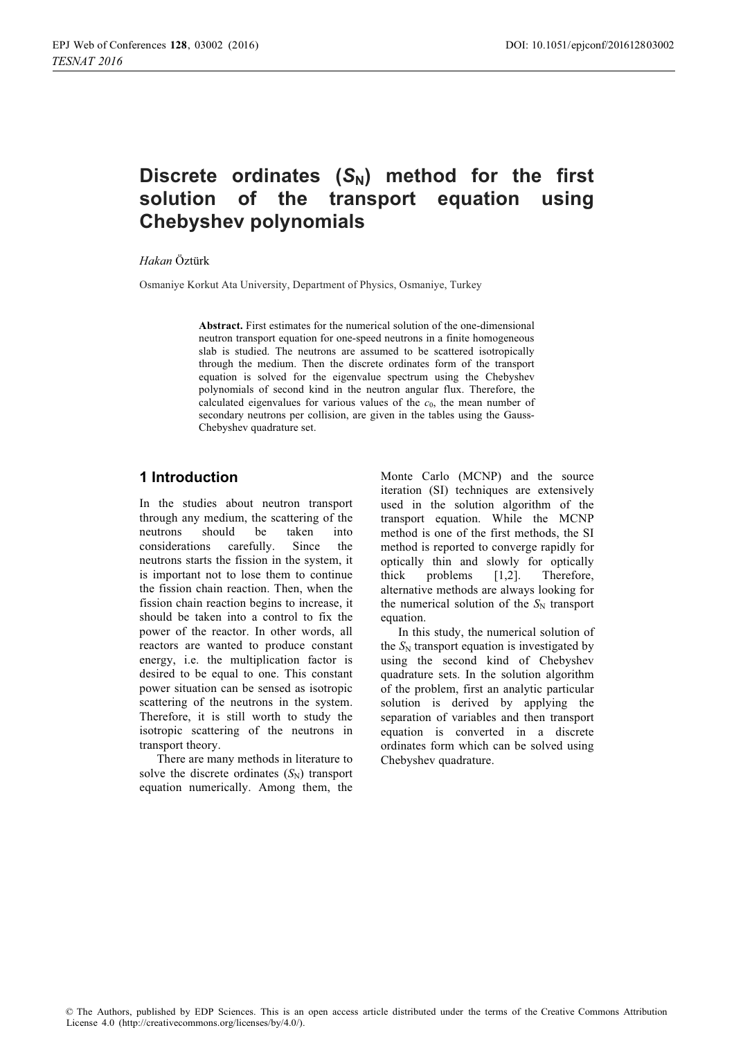# Discrete ordinates ($S_N$) method for the first solution of the transport equation using Chebyshev polynomials

*Hakan* Öztürk

Osmaniye Korkut Ata University, Department of Physics, Osmaniye, Turkey

**Abstract.** First estimates for the numerical solution of the one-dimensional neutron transport equation for one-speed neutrons in a finite homogeneous slab is studied. The neutrons are assumed to be scattered isotropically through the medium. Then the discrete ordinates form of the transport equation is solved for the eigenvalue spectrum using the Chebyshev polynomials of second kind in the neutron angular flux. Therefore, the calculated eigenvalues for various values of the $c_0$, the mean number of secondary neutrons per collision, are given in the tables using the Gauss-Chebyshev quadrature set.

## 1 Introduction

In the studies about neutron transport through any medium, the scattering of the neutrons should be taken into considerations carefully. Since the neutrons starts the fission in the system, it is important not to lose them to continue the fission chain reaction. Then, when the fission chain reaction begins to increase, it should be taken into a control to fix the power of the reactor. In other words, all reactors are wanted to produce constant energy, i.e. the multiplication factor is desired to be equal to one. This constant power situation can be sensed as isotropic scattering of the neutrons in the system. Therefore, it is still worth to study the isotropic scattering of the neutrons in transport theory.

There are many methods in literature to solve the discrete ordinates ($S_N$) transport equation numerically. Among them, the Monte Carlo (MCNP) and the source iteration (SI) techniques are extensively used in the solution algorithm of the transport equation. While the MCNP method is one of the first methods, the SI method is reported to converge rapidly for optically thin and slowly for optically thick problems [1,2]. Therefore, alternative methods are always looking for the numerical solution of the $S_N$ transport equation.

In this study, the numerical solution of the $S_N$ transport equation is investigated by using the second kind of Chebyshev quadrature sets. In the solution algorithm of the problem, first an analytic particular solution is derived by applying the separation of variables and then transport equation is converted in a discrete ordinates form which can be solved using Chebyshev quadrature.

© The Authors, published by EDP Sciences. This is an open access article distributed under the terms of the Creative Commons Attribution License 4.0 (http://creativecommons.org/licenses/by/4.0/).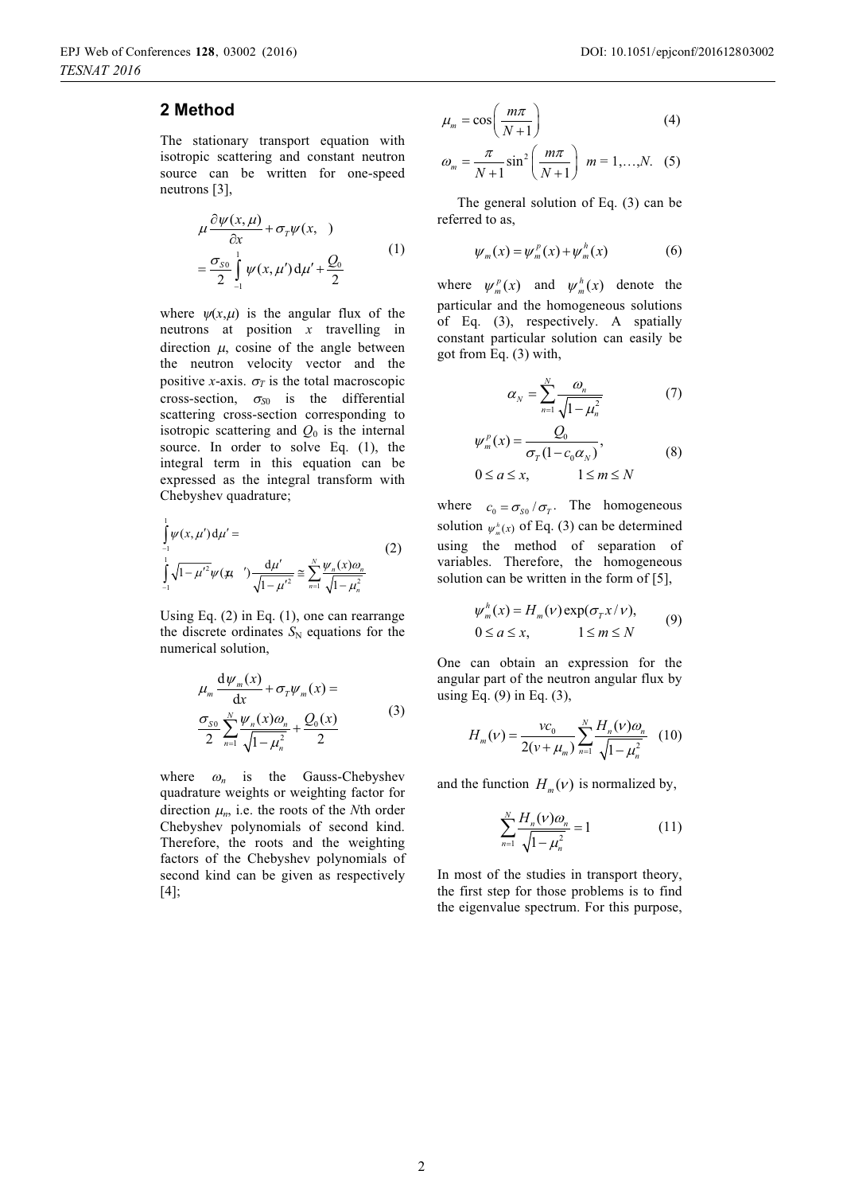## 2 Method

The stationary transport equation with isotropic scattering and constant neutron source can be written for one-speed neutrons [3],

$$\mu \frac{\partial \psi(x,\mu)}{\partial x} + \sigma_T \psi(x, \quad) = \frac{\sigma_{S0}}{2} \int_{-1}^{1} \psi(x,\mu') \mathrm{d}\mu' + \frac{Q_0}{2} \tag{1}$$

where $\psi(x,\mu)$ is the angular flux of the neutrons at position $x$ travelling in direction $\mu$, cosine of the angle between the neutron velocity vector and the positive $x$-axis. $\sigma_T$ is the total macroscopic cross-section, $\sigma_{S0}$ is the differential scattering cross-section corresponding to isotropic scattering and $Q_0$ is the internal source. In order to solve Eq. (1), the integral term in this equation can be expressed as the integral transform with Chebyshev quadrature;

$$\int_{-1}^{1} \psi(x,\mu') \mathrm{d}\mu' = \int_{-1}^{1} \sqrt{1-\mu'^2} \psi(x,\mu \quad ') \frac{\mathrm{d}\mu'}{\sqrt{1-\mu'^2}} \cong \sum_{n=1}^{N} \frac{\psi_n(x)\omega_n}{\sqrt{1-\mu_n^2}} \tag{2}$$

Using Eq. (2) in Eq. (1), one can rearrange the discrete ordinates $S_N$ equations for the numerical solution,

$$\mu_m \frac{\mathrm{d}\psi_m(x)}{\mathrm{d}x} + \sigma_T \psi_m(x) = \frac{\sigma_{S0}}{2} \sum_{n=1}^{N} \frac{\psi_n(x)\omega_n}{\sqrt{1-\mu_n^2}} + \frac{Q_0(x)}{2} \tag{3}$$

where $\omega_n$ is the Gauss-Chebyshev quadrature weights or weighting factor for direction $\mu_n$, i.e. the roots of the $N$th order Chebyshev polynomials of second kind. Therefore, the roots and the weighting factors of the Chebyshev polynomials of second kind can be given as respectively [4];

$$\mu_m = \cos\left(\frac{m\pi}{N+1}\right) \tag{4}$$

$$\omega_m = \frac{\pi}{N+1} \sin^2\left(\frac{m\pi}{N+1}\right) \quad m = 1,\ldots,N. \tag{5}$$

The general solution of Eq. (3) can be referred to as,

$$\psi_m(x) = \psi_m^p(x) + \psi_m^h(x) \tag{6}$$

where $\psi_m^p(x)$ and $\psi_m^h(x)$ denote the particular and the homogeneous solutions of Eq. (3), respectively. A spatially constant particular solution can easily be got from Eq. (3) with,

$$\alpha_N = \sum_{n=1}^{N} \frac{\omega_n}{\sqrt{1-\mu_n^2}} \tag{7}$$

$$\psi_m^p(x) = \frac{Q_0}{\sigma_T(1-c_0\alpha_N)}, \quad 0 \le a \le x, \qquad 1 \le m \le N \tag{8}$$

where $c_0 = \sigma_{S0}/\sigma_T$. The homogeneous solution $\psi_m^h(x)$ of Eq. (3) can be determined using the method of separation of variables. Therefore, the homogeneous solution can be written in the form of [5],

$$\psi_m^h(x) = H_m(\nu)\exp(\sigma_T x/\nu), \quad 0 \le a \le x, \qquad 1 \le m \le N \tag{9}$$

One can obtain an expression for the angular part of the neutron angular flux by using Eq. (9) in Eq. (3),

$$H_m(\nu) = \frac{\nu c_0}{2(\nu+\mu_m)} \sum_{n=1}^{N} \frac{H_n(\nu)\omega_n}{\sqrt{1-\mu_n^2}} \tag{10}$$

and the function $H_m(\nu)$ is normalized by,

$$\sum_{n=1}^{N} \frac{H_n(\nu)\omega_n}{\sqrt{1-\mu_n^2}} = 1 \tag{11}$$

In most of the studies in transport theory, the first step for those problems is to find the eigenvalue spectrum. For this purpose,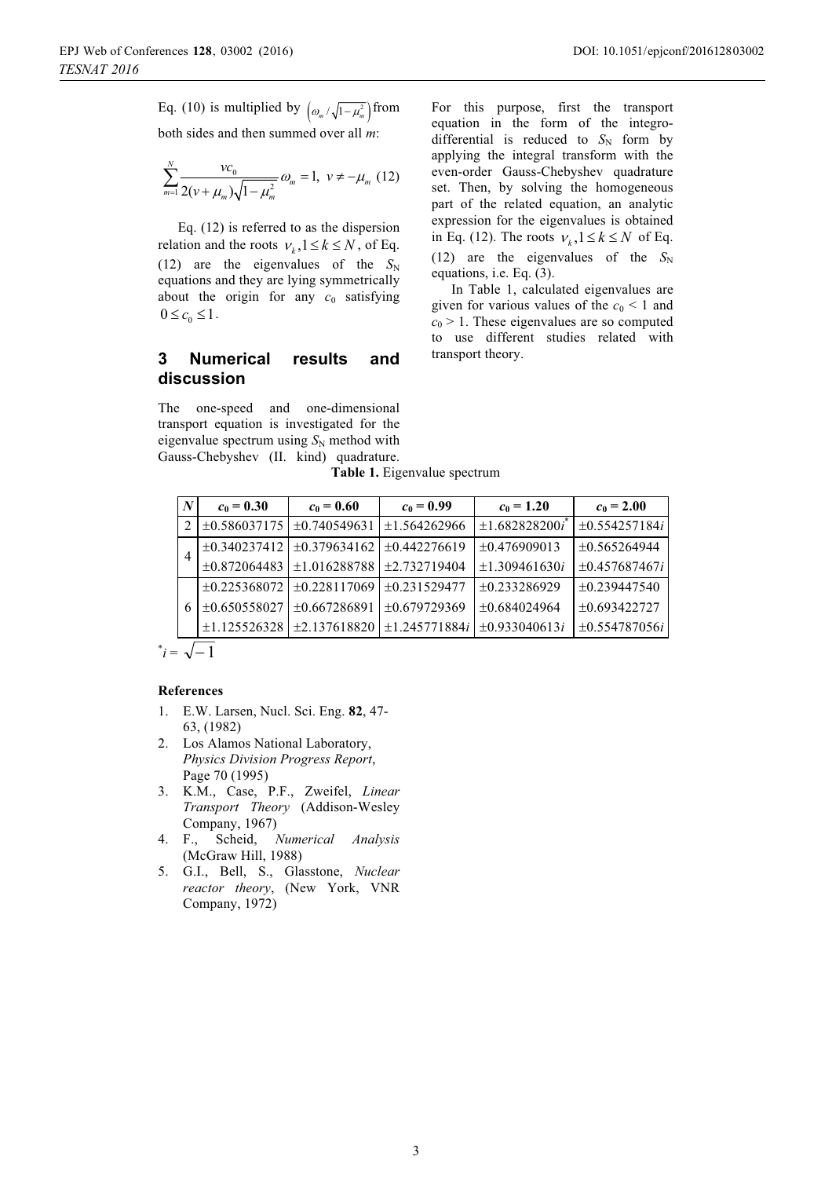Eq. (10) is multiplied by $\left(\omega_m / \sqrt{1-\mu_m^2}\right)$ from both sides and then summed over all $m$:

$$\sum_{m=1}^{N} \frac{\nu c_0}{2(\nu+\mu_m)\sqrt{1-\mu_m^2}} \omega_m = 1, \; \nu \neq -\mu_m \quad (12)$$

Eq. (12) is referred to as the dispersion relation and the roots $\nu_k, 1 \leq k \leq N$, of Eq. (12) are the eigenvalues of the $S_N$ equations and they are lying symmetrically about the origin for any $c_0$ satisfying $0 \leq c_0 \leq 1$.

## 3 Numerical results and discussion

The one-speed and one-dimensional transport equation is investigated for the eigenvalue spectrum using $S_N$ method with Gauss-Chebyshev (II. kind) quadrature. For this purpose, first the transport equation in the form of the integro-differential is reduced to $S_N$ form by applying the integral transform with the even-order Gauss-Chebyshev quadrature set. Then, by solving the homogeneous part of the related equation, an analytic expression for the eigenvalues is obtained in Eq. (12). The roots $\nu_k, 1 \leq k \leq N$ of Eq. (12) are the eigenvalues of the $S_N$ equations, i.e. Eq. (3).

In Table 1, calculated eigenvalues are given for various values of the $c_0 < 1$ and $c_0 > 1$. These eigenvalues are so computed to use different studies related with transport theory.

**Table 1.** Eigenvalue spectrum

| $N$ | $c_0 = 0.30$ | $c_0 = 0.60$ | $c_0 = 0.99$ | $c_0 = 1.20$ | $c_0 = 2.00$ |
|---|---|---|---|---|---|
| 2 | ±0.586037175 | ±0.740549631 | ±1.564262966 | ±1.682828200$i$* | ±0.554257184$i$ |
| 4 | ±0.340237412 | ±0.379634162 | ±0.442276619 | ±0.476909013 | ±0.565264944 |
| | ±0.872064483 | ±1.016288788 | ±2.732719404 | ±1.309461630$i$ | ±0.457687467$i$ |
| 6 | ±0.225368072 | ±0.228117069 | ±0.231529477 | ±0.233286929 | ±0.239447540 |
| | ±0.650558027 | ±0.667286891 | ±0.679729369 | ±0.684024964 | ±0.693422727 |
| | ±1.125526328 | ±2.137618820 | ±1.245771884$i$ | ±0.933040613$i$ | ±0.554787056$i$ |

*$i = \sqrt{-1}$

### References

1. E.W. Larsen, Nucl. Sci. Eng. **82**, 47-63, (1982)
2. Los Alamos National Laboratory, *Physics Division Progress Report*, Page 70 (1995)
3. K.M., Case, P.F., Zweifel, *Linear Transport Theory* (Addison-Wesley Company, 1967)
4. F., Scheid, *Numerical Analysis* (McGraw Hill, 1988)
5. G.I., Bell, S., Glasstone, *Nuclear reactor theory*, (New York, VNR Company, 1972)